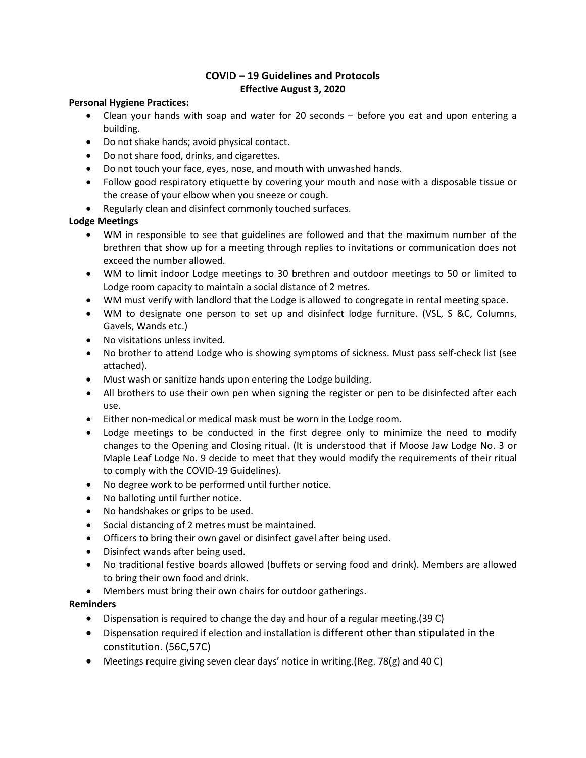# COVID – 19 Guidelines and Protocols

**Effective August 3, 2020**

**Personal Hygiene Practices:**

- Clean your hands with soap and water for 20 seconds – before you eat and upon entering a building.
- Do not shake hands; avoid physical contact.
- Do not share food, drinks, and cigarettes.
- Do not touch your face, eyes, nose, and mouth with unwashed hands.
- Follow good respiratory etiquette by covering your mouth and nose with a disposable tissue or the crease of your elbow when you sneeze or cough.
- Regularly clean and disinfect commonly touched surfaces.

**Lodge Meetings**

- WM in responsible to see that guidelines are followed and that the maximum number of the brethren that show up for a meeting through replies to invitations or communication does not exceed the number allowed.
- WM to limit indoor Lodge meetings to 30 brethren and outdoor meetings to 50 or limited to Lodge room capacity to maintain a social distance of 2 metres.
- WM must verify with landlord that the Lodge is allowed to congregate in rental meeting space.
- WM to designate one person to set up and disinfect lodge furniture. (VSL, S &C, Columns, Gavels, Wands etc.)
- No visitations unless invited.
- No brother to attend Lodge who is showing symptoms of sickness. Must pass self-check list (see attached).
- Must wash or sanitize hands upon entering the Lodge building.
- All brothers to use their own pen when signing the register or pen to be disinfected after each use.
- Either non-medical or medical mask must be worn in the Lodge room.
- Lodge meetings to be conducted in the first degree only to minimize the need to modify changes to the Opening and Closing ritual. (It is understood that if Moose Jaw Lodge No. 3 or Maple Leaf Lodge No. 9 decide to meet that they would modify the requirements of their ritual to comply with the COVID-19 Guidelines).
- No degree work to be performed until further notice.
- No balloting until further notice.
- No handshakes or grips to be used.
- Social distancing of 2 metres must be maintained.
- Officers to bring their own gavel or disinfect gavel after being used.
- Disinfect wands after being used.
- No traditional festive boards allowed (buffets or serving food and drink). Members are allowed to bring their own food and drink.
- Members must bring their own chairs for outdoor gatherings.

**Reminders**

- Dispensation is required to change the day and hour of a regular meeting.(39 C)
- Dispensation required if election and installation is different other than stipulated in the constitution. (56C,57C)
- Meetings require giving seven clear days' notice in writing.(Reg. 78(g) and 40 C)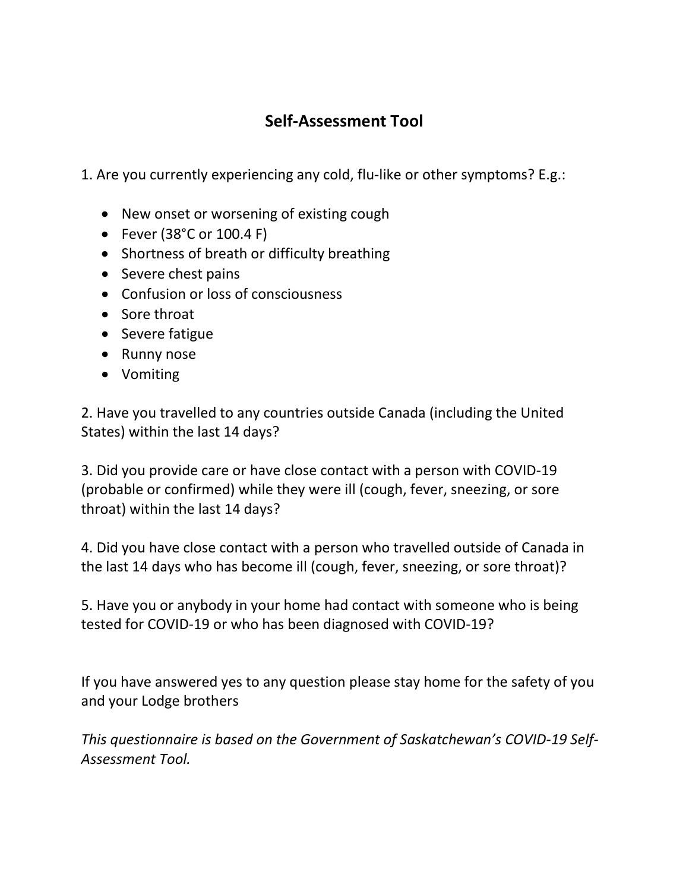# Self-Assessment Tool

1. Are you currently experiencing any cold, flu-like or other symptoms? E.g.:

- New onset or worsening of existing cough
- Fever (38°C or 100.4 F)
- Shortness of breath or difficulty breathing
- Severe chest pains
- Confusion or loss of consciousness
- Sore throat
- Severe fatigue
- Runny nose
- Vomiting

2. Have you travelled to any countries outside Canada (including the United States) within the last 14 days?

3. Did you provide care or have close contact with a person with COVID-19 (probable or confirmed) while they were ill (cough, fever, sneezing, or sore throat) within the last 14 days?

4. Did you have close contact with a person who travelled outside of Canada in the last 14 days who has become ill (cough, fever, sneezing, or sore throat)?

5. Have you or anybody in your home had contact with someone who is being tested for COVID-19 or who has been diagnosed with COVID-19?

If you have answered yes to any question please stay home for the safety of you and your Lodge brothers

*This questionnaire is based on the Government of Saskatchewan's COVID-19 Self-Assessment Tool.*